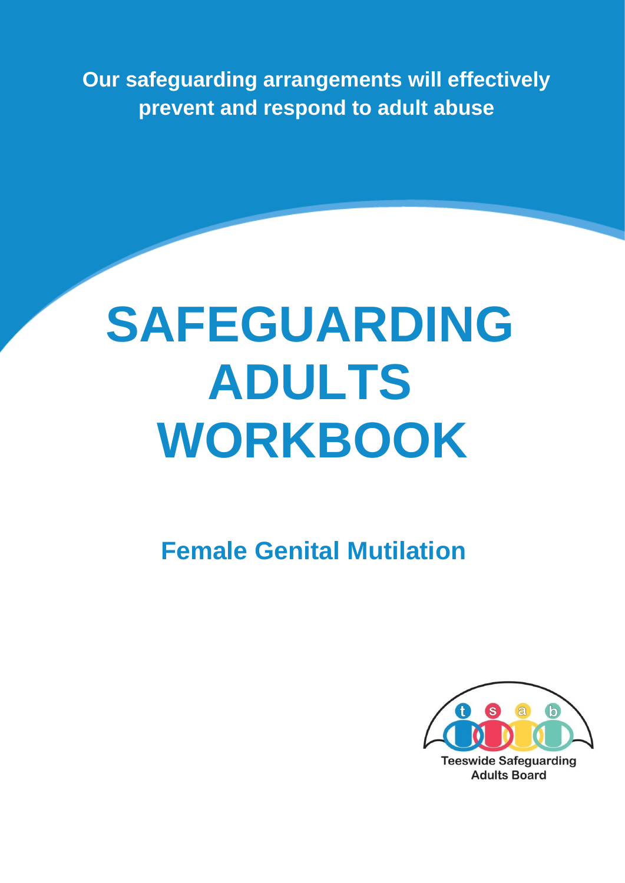**Our safeguarding arrangements will effectively prevent and respond to adult abuse**

# SAFEGUARDING ADULTS WORKBOOK

## Female Genital Mutilation

Teeswide Safeguarding Adults Board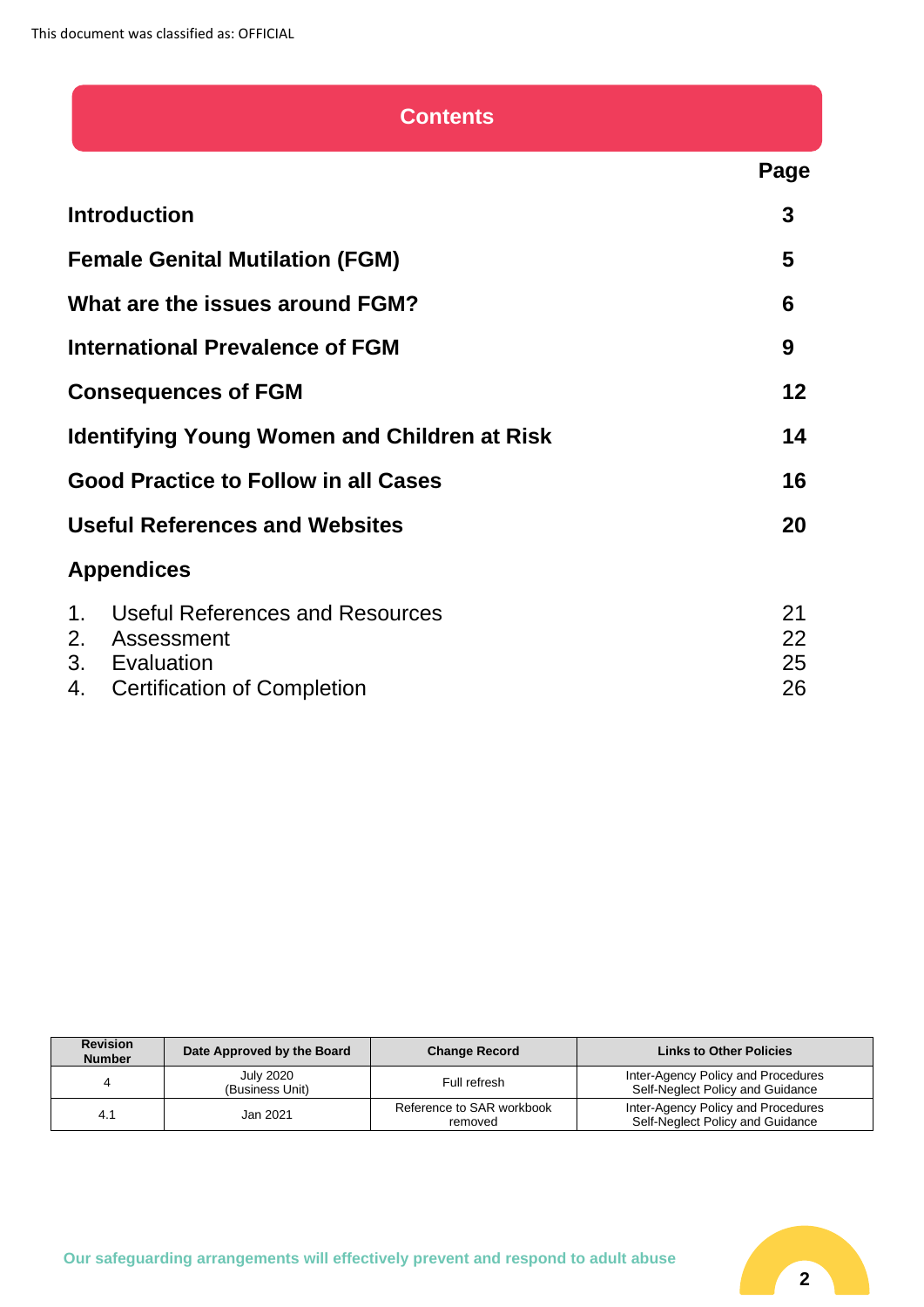# Contents

| | Page |
|---|---|
| **Introduction** | **3** |
| **Female Genital Mutilation (FGM)** | **5** |
| **What are the issues around FGM?** | **6** |
| **International Prevalence of FGM** | **9** |
| **Consequences of FGM** | **12** |
| **Identifying Young Women and Children at Risk** | **14** |
| **Good Practice to Follow in all Cases** | **16** |
| **Useful References and Websites** | **20** |
| **Appendices** | |
| 1. Useful References and Resources | 21 |
| 2. Assessment | 22 |
| 3. Evaluation | 25 |
| 4. Certification of Completion | 26 |

| Revision Number | Date Approved by the Board | Change Record | Links to Other Policies |
|---|---|---|---|
| 4 | July 2020 (Business Unit) | Full refresh | Inter-Agency Policy and Procedures Self-Neglect Policy and Guidance |
| 4.1 | Jan 2021 | Reference to SAR workbook removed | Inter-Agency Policy and Procedures Self-Neglect Policy and Guidance |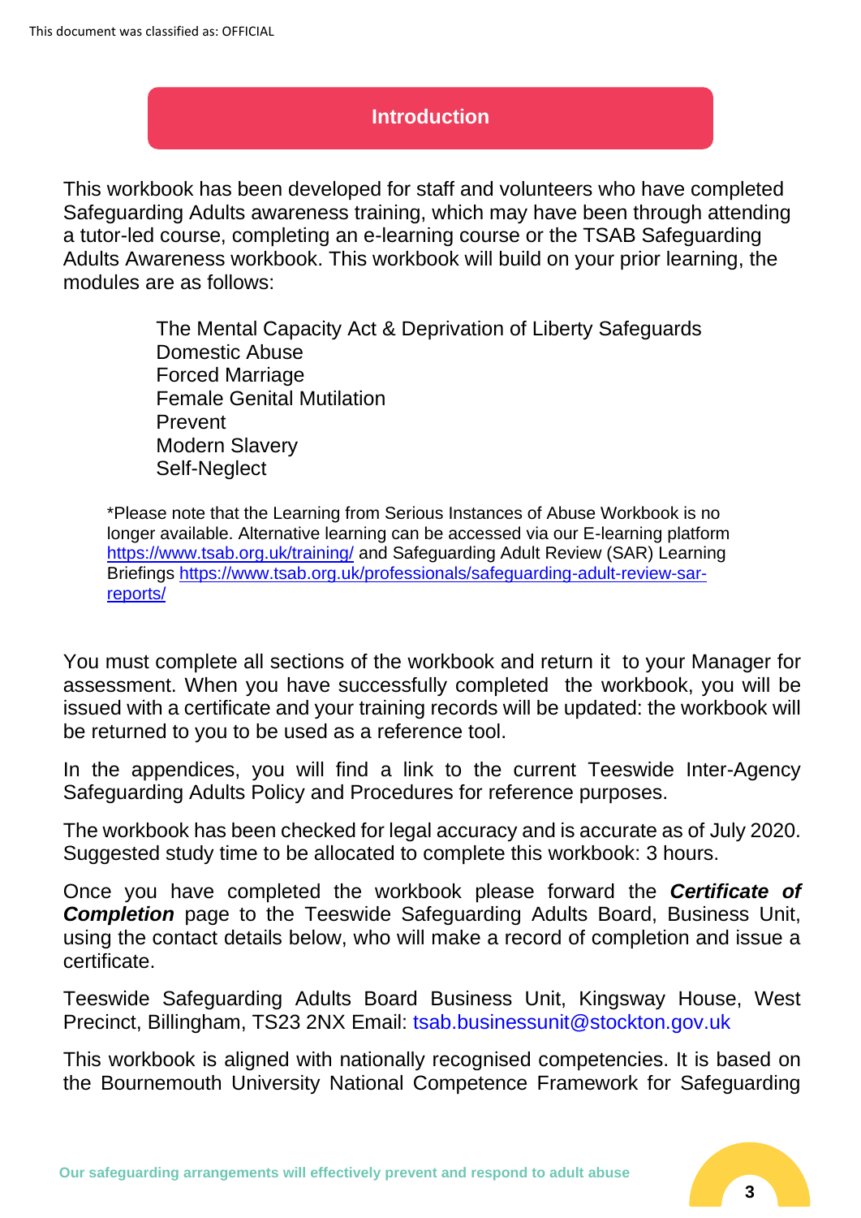## Introduction

This workbook has been developed for staff and volunteers who have completed Safeguarding Adults awareness training, which may have been through attending a tutor-led course, completing an e-learning course or the TSAB Safeguarding Adults Awareness workbook. This workbook will build on your prior learning, the modules are as follows:

- The Mental Capacity Act & Deprivation of Liberty Safeguards
- Domestic Abuse
- Forced Marriage
- Female Genital Mutilation
- Prevent
- Modern Slavery
- Self-Neglect

*Please note that the Learning from Serious Instances of Abuse Workbook is no longer available. Alternative learning can be accessed via our E-learning platform https://www.tsab.org.uk/training/ and Safeguarding Adult Review (SAR) Learning Briefings https://www.tsab.org.uk/professionals/safeguarding-adult-review-sar-reports/

You must complete all sections of the workbook and return it to your Manager for assessment. When you have successfully completed the workbook, you will be issued with a certificate and your training records will be updated: the workbook will be returned to you to be used as a reference tool.

In the appendices, you will find a link to the current Teeswide Inter-Agency Safeguarding Adults Policy and Procedures for reference purposes.

The workbook has been checked for legal accuracy and is accurate as of July 2020. Suggested study time to be allocated to complete this workbook: 3 hours.

Once you have completed the workbook please forward the ***Certificate of Completion*** page to the Teeswide Safeguarding Adults Board, Business Unit, using the contact details below, who will make a record of completion and issue a certificate.

Teeswide Safeguarding Adults Board Business Unit, Kingsway House, West Precinct, Billingham, TS23 2NX Email: tsab.businessunit@stockton.gov.uk

This workbook is aligned with nationally recognised competencies. It is based on the Bournemouth University National Competence Framework for Safeguarding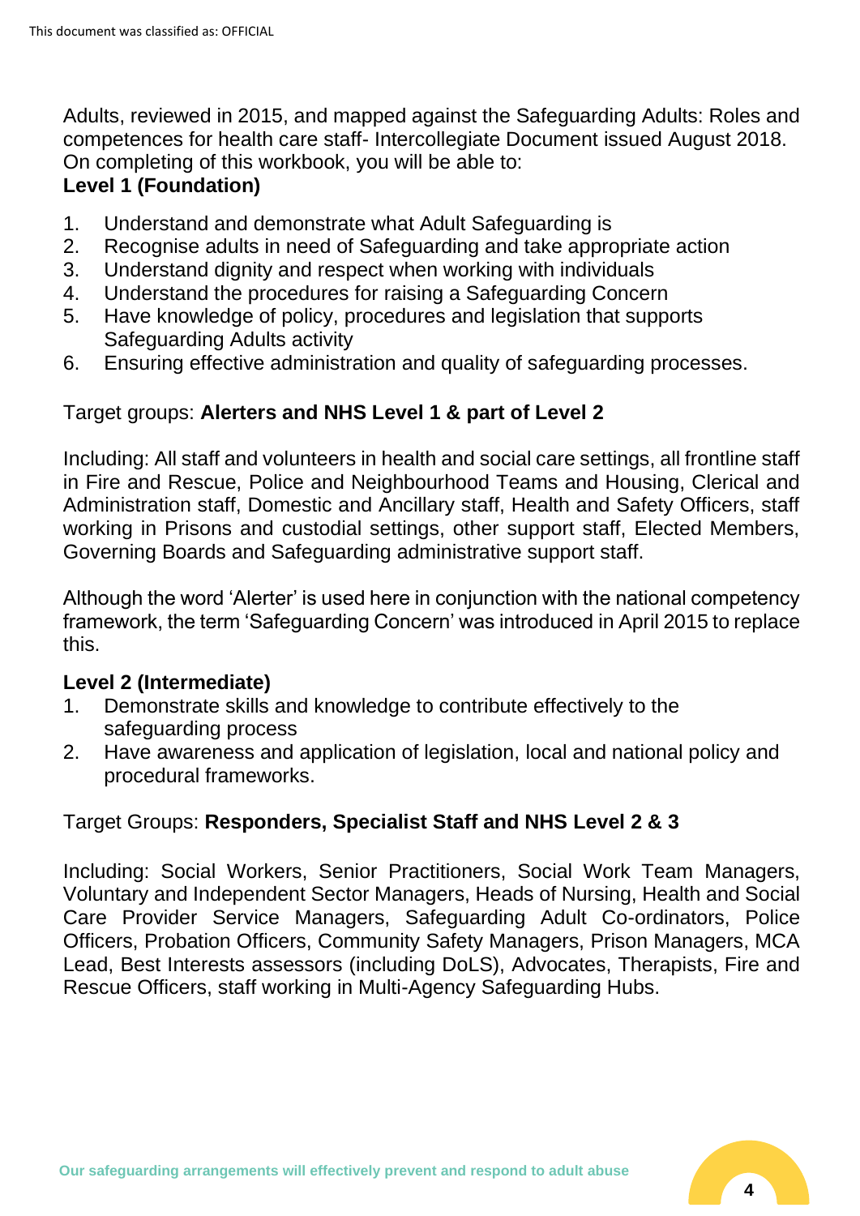Adults, reviewed in 2015, and mapped against the Safeguarding Adults: Roles and competences for health care staff- Intercollegiate Document issued August 2018. On completing of this workbook, you will be able to:

**Level 1 (Foundation)**

1. Understand and demonstrate what Adult Safeguarding is
2. Recognise adults in need of Safeguarding and take appropriate action
3. Understand dignity and respect when working with individuals
4. Understand the procedures for raising a Safeguarding Concern
5. Have knowledge of policy, procedures and legislation that supports Safeguarding Adults activity
6. Ensuring effective administration and quality of safeguarding processes.

Target groups: **Alerters and NHS Level 1 & part of Level 2**

Including: All staff and volunteers in health and social care settings, all frontline staff in Fire and Rescue, Police and Neighbourhood Teams and Housing, Clerical and Administration staff, Domestic and Ancillary staff, Health and Safety Officers, staff working in Prisons and custodial settings, other support staff, Elected Members, Governing Boards and Safeguarding administrative support staff.

Although the word 'Alerter' is used here in conjunction with the national competency framework, the term 'Safeguarding Concern' was introduced in April 2015 to replace this.

**Level 2 (Intermediate)**

1. Demonstrate skills and knowledge to contribute effectively to the safeguarding process
2. Have awareness and application of legislation, local and national policy and procedural frameworks.

Target Groups: **Responders, Specialist Staff and NHS Level 2 & 3**

Including: Social Workers, Senior Practitioners, Social Work Team Managers, Voluntary and Independent Sector Managers, Heads of Nursing, Health and Social Care Provider Service Managers, Safeguarding Adult Co-ordinators, Police Officers, Probation Officers, Community Safety Managers, Prison Managers, MCA Lead, Best Interests assessors (including DoLS), Advocates, Therapists, Fire and Rescue Officers, staff working in Multi-Agency Safeguarding Hubs.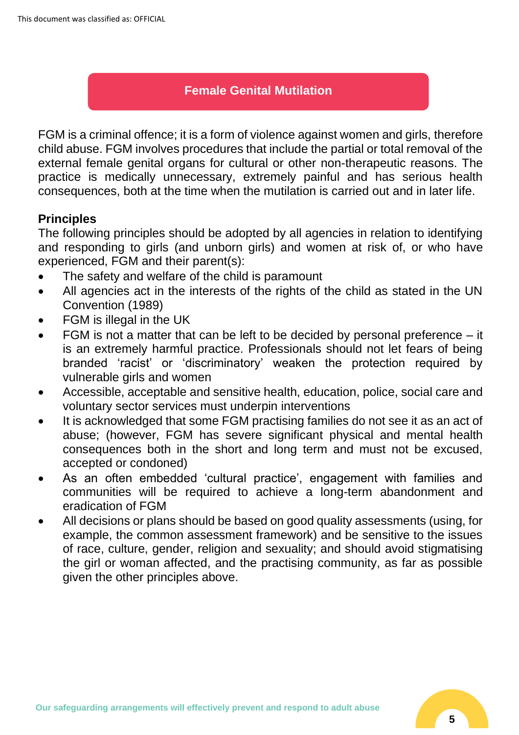## Female Genital Mutilation

FGM is a criminal offence; it is a form of violence against women and girls, therefore child abuse. FGM involves procedures that include the partial or total removal of the external female genital organs for cultural or other non-therapeutic reasons. The practice is medically unnecessary, extremely painful and has serious health consequences, both at the time when the mutilation is carried out and in later life.

### Principles

The following principles should be adopted by all agencies in relation to identifying and responding to girls (and unborn girls) and women at risk of, or who have experienced, FGM and their parent(s):

- The safety and welfare of the child is paramount
- All agencies act in the interests of the rights of the child as stated in the UN Convention (1989)
- FGM is illegal in the UK
- FGM is not a matter that can be left to be decided by personal preference – it is an extremely harmful practice. Professionals should not let fears of being branded 'racist' or 'discriminatory' weaken the protection required by vulnerable girls and women
- Accessible, acceptable and sensitive health, education, police, social care and voluntary sector services must underpin interventions
- It is acknowledged that some FGM practising families do not see it as an act of abuse; (however, FGM has severe significant physical and mental health consequences both in the short and long term and must not be excused, accepted or condoned)
- As an often embedded 'cultural practice', engagement with families and communities will be required to achieve a long-term abandonment and eradication of FGM
- All decisions or plans should be based on good quality assessments (using, for example, the common assessment framework) and be sensitive to the issues of race, culture, gender, religion and sexuality; and should avoid stigmatising the girl or woman affected, and the practising community, as far as possible given the other principles above.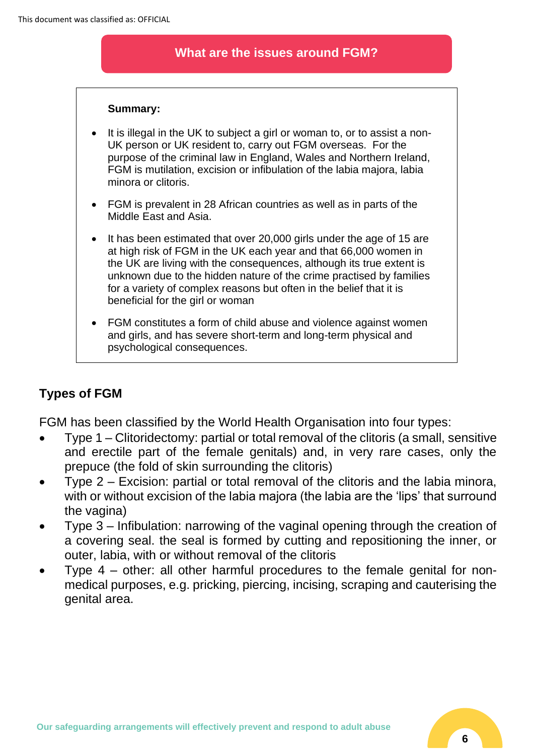## What are the issues around FGM?

**Summary:**

- It is illegal in the UK to subject a girl or woman to, or to assist a non-UK person or UK resident to, carry out FGM overseas. For the purpose of the criminal law in England, Wales and Northern Ireland, FGM is mutilation, excision or infibulation of the labia majora, labia minora or clitoris.
- FGM is prevalent in 28 African countries as well as in parts of the Middle East and Asia.
- It has been estimated that over 20,000 girls under the age of 15 are at high risk of FGM in the UK each year and that 66,000 women in the UK are living with the consequences, although its true extent is unknown due to the hidden nature of the crime practised by families for a variety of complex reasons but often in the belief that it is beneficial for the girl or woman
- FGM constitutes a form of child abuse and violence against women and girls, and has severe short-term and long-term physical and psychological consequences.

### Types of FGM

FGM has been classified by the World Health Organisation into four types:

- Type 1 – Clitoridectomy: partial or total removal of the clitoris (a small, sensitive and erectile part of the female genitals) and, in very rare cases, only the prepuce (the fold of skin surrounding the clitoris)
- Type 2 – Excision: partial or total removal of the clitoris and the labia minora, with or without excision of the labia majora (the labia are the 'lips' that surround the vagina)
- Type 3 – Infibulation: narrowing of the vaginal opening through the creation of a covering seal. the seal is formed by cutting and repositioning the inner, or outer, labia, with or without removal of the clitoris
- Type 4 – other: all other harmful procedures to the female genital for non-medical purposes, e.g. pricking, piercing, incising, scraping and cauterising the genital area.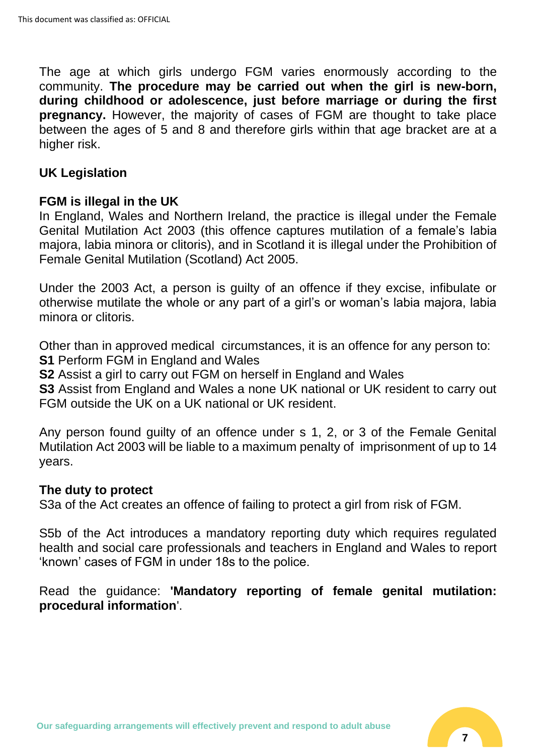The age at which girls undergo FGM varies enormously according to the community. **The procedure may be carried out when the girl is new-born, during childhood or adolescence, just before marriage or during the first pregnancy.** However, the majority of cases of FGM are thought to take place between the ages of 5 and 8 and therefore girls within that age bracket are at a higher risk.

## UK Legislation

### FGM is illegal in the UK

In England, Wales and Northern Ireland, the practice is illegal under the Female Genital Mutilation Act 2003 (this offence captures mutilation of a female's labia majora, labia minora or clitoris), and in Scotland it is illegal under the Prohibition of Female Genital Mutilation (Scotland) Act 2005.

Under the 2003 Act, a person is guilty of an offence if they excise, infibulate or otherwise mutilate the whole or any part of a girl's or woman's labia majora, labia minora or clitoris.

Other than in approved medical circumstances, it is an offence for any person to:
**S1** Perform FGM in England and Wales
**S2** Assist a girl to carry out FGM on herself in England and Wales
**S3** Assist from England and Wales a none UK national or UK resident to carry out FGM outside the UK on a UK national or UK resident.

Any person found guilty of an offence under s 1, 2, or 3 of the Female Genital Mutilation Act 2003 will be liable to a maximum penalty of imprisonment of up to 14 years.

### The duty to protect

S3a of the Act creates an offence of failing to protect a girl from risk of FGM.

S5b of the Act introduces a mandatory reporting duty which requires regulated health and social care professionals and teachers in England and Wales to report 'known' cases of FGM in under 18s to the police.

Read the guidance: **'Mandatory reporting of female genital mutilation: procedural information**'.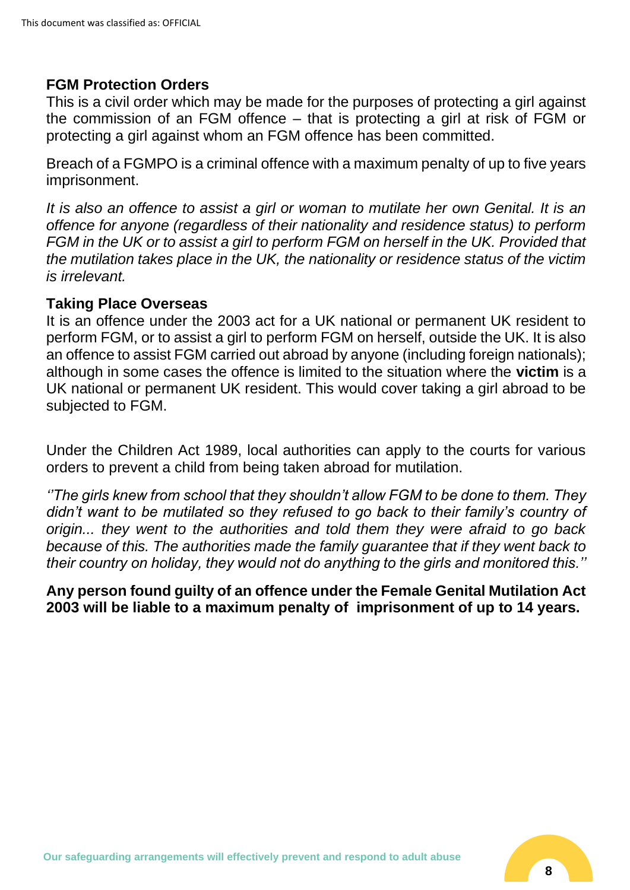### FGM Protection Orders

This is a civil order which may be made for the purposes of protecting a girl against the commission of an FGM offence – that is protecting a girl at risk of FGM or protecting a girl against whom an FGM offence has been committed.

Breach of a FGMPO is a criminal offence with a maximum penalty of up to five years imprisonment.

*It is also an offence to assist a girl or woman to mutilate her own Genital. It is an offence for anyone (regardless of their nationality and residence status) to perform FGM in the UK or to assist a girl to perform FGM on herself in the UK. Provided that the mutilation takes place in the UK, the nationality or residence status of the victim is irrelevant.*

### Taking Place Overseas

It is an offence under the 2003 act for a UK national or permanent UK resident to perform FGM, or to assist a girl to perform FGM on herself, outside the UK. It is also an offence to assist FGM carried out abroad by anyone (including foreign nationals); although in some cases the offence is limited to the situation where the **victim** is a UK national or permanent UK resident. This would cover taking a girl abroad to be subjected to FGM.

Under the Children Act 1989, local authorities can apply to the courts for various orders to prevent a child from being taken abroad for mutilation.

*''The girls knew from school that they shouldn't allow FGM to be done to them. They didn't want to be mutilated so they refused to go back to their family's country of origin... they went to the authorities and told them they were afraid to go back because of this. The authorities made the family guarantee that if they went back to their country on holiday, they would not do anything to the girls and monitored this.''*

**Any person found guilty of an offence under the Female Genital Mutilation Act 2003 will be liable to a maximum penalty of imprisonment of up to 14 years.**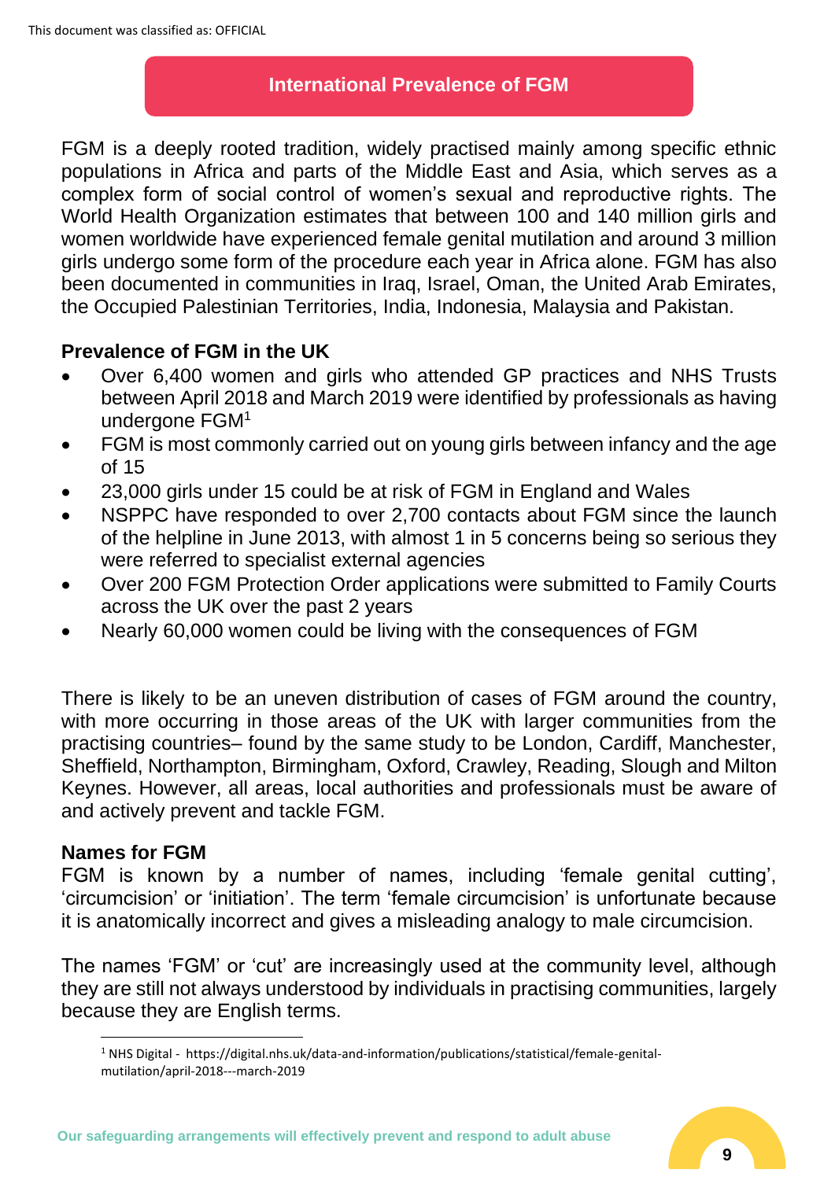## International Prevalence of FGM

FGM is a deeply rooted tradition, widely practised mainly among specific ethnic populations in Africa and parts of the Middle East and Asia, which serves as a complex form of social control of women's sexual and reproductive rights. The World Health Organization estimates that between 100 and 140 million girls and women worldwide have experienced female genital mutilation and around 3 million girls undergo some form of the procedure each year in Africa alone. FGM has also been documented in communities in Iraq, Israel, Oman, the United Arab Emirates, the Occupied Palestinian Territories, India, Indonesia, Malaysia and Pakistan.

### Prevalence of FGM in the UK

- Over 6,400 women and girls who attended GP practices and NHS Trusts between April 2018 and March 2019 were identified by professionals as having undergone FGM[1]
- FGM is most commonly carried out on young girls between infancy and the age of 15
- 23,000 girls under 15 could be at risk of FGM in England and Wales
- NSPPC have responded to over 2,700 contacts about FGM since the launch of the helpline in June 2013, with almost 1 in 5 concerns being so serious they were referred to specialist external agencies
- Over 200 FGM Protection Order applications were submitted to Family Courts across the UK over the past 2 years
- Nearly 60,000 women could be living with the consequences of FGM

There is likely to be an uneven distribution of cases of FGM around the country, with more occurring in those areas of the UK with larger communities from the practising countries– found by the same study to be London, Cardiff, Manchester, Sheffield, Northampton, Birmingham, Oxford, Crawley, Reading, Slough and Milton Keynes. However, all areas, local authorities and professionals must be aware of and actively prevent and tackle FGM.

### Names for FGM

FGM is known by a number of names, including 'female genital cutting', 'circumcision' or 'initiation'. The term 'female circumcision' is unfortunate because it is anatomically incorrect and gives a misleading analogy to male circumcision.

The names 'FGM' or 'cut' are increasingly used at the community level, although they are still not always understood by individuals in practising communities, largely because they are English terms.

[1] NHS Digital - https://digital.nhs.uk/data-and-information/publications/statistical/female-genital-mutilation/april-2018---march-2019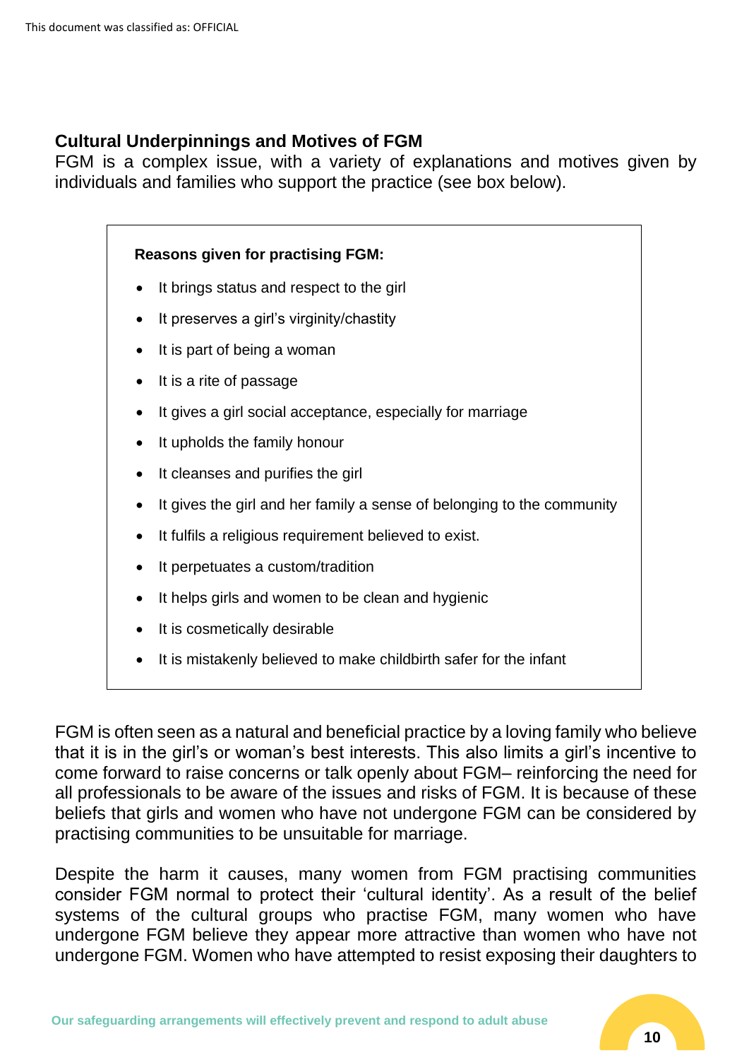## Cultural Underpinnings and Motives of FGM

FGM is a complex issue, with a variety of explanations and motives given by individuals and families who support the practice (see box below).

**Reasons given for practising FGM:**

- It brings status and respect to the girl
- It preserves a girl's virginity/chastity
- It is part of being a woman
- It is a rite of passage
- It gives a girl social acceptance, especially for marriage
- It upholds the family honour
- It cleanses and purifies the girl
- It gives the girl and her family a sense of belonging to the community
- It fulfils a religious requirement believed to exist.
- It perpetuates a custom/tradition
- It helps girls and women to be clean and hygienic
- It is cosmetically desirable
- It is mistakenly believed to make childbirth safer for the infant

FGM is often seen as a natural and beneficial practice by a loving family who believe that it is in the girl's or woman's best interests. This also limits a girl's incentive to come forward to raise concerns or talk openly about FGM– reinforcing the need for all professionals to be aware of the issues and risks of FGM. It is because of these beliefs that girls and women who have not undergone FGM can be considered by practising communities to be unsuitable for marriage.

Despite the harm it causes, many women from FGM practising communities consider FGM normal to protect their 'cultural identity'. As a result of the belief systems of the cultural groups who practise FGM, many women who have undergone FGM believe they appear more attractive than women who have not undergone FGM. Women who have attempted to resist exposing their daughters to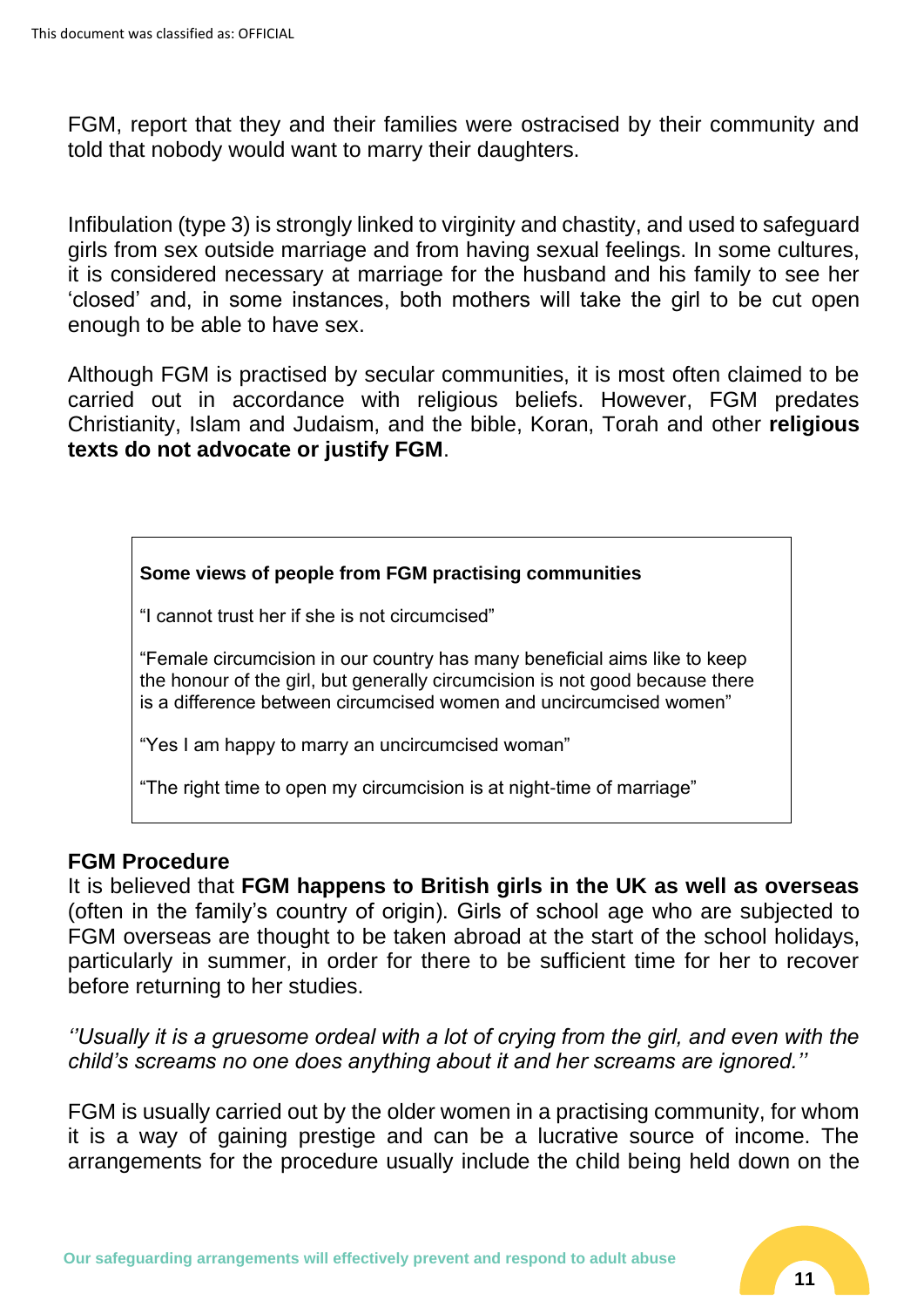FGM, report that they and their families were ostracised by their community and told that nobody would want to marry their daughters.

Infibulation (type 3) is strongly linked to virginity and chastity, and used to safeguard girls from sex outside marriage and from having sexual feelings. In some cultures, it is considered necessary at marriage for the husband and his family to see her 'closed' and, in some instances, both mothers will take the girl to be cut open enough to be able to have sex.

Although FGM is practised by secular communities, it is most often claimed to be carried out in accordance with religious beliefs. However, FGM predates Christianity, Islam and Judaism, and the bible, Koran, Torah and other **religious texts do not advocate or justify FGM**.

> **Some views of people from FGM practising communities**
>
> "I cannot trust her if she is not circumcised"
>
> "Female circumcision in our country has many beneficial aims like to keep the honour of the girl, but generally circumcision is not good because there is a difference between circumcised women and uncircumcised women"
>
> "Yes I am happy to marry an uncircumcised woman"
>
> "The right time to open my circumcision is at night-time of marriage"

### FGM Procedure

It is believed that **FGM happens to British girls in the UK as well as overseas** (often in the family's country of origin). Girls of school age who are subjected to FGM overseas are thought to be taken abroad at the start of the school holidays, particularly in summer, in order for there to be sufficient time for her to recover before returning to her studies.

*''Usually it is a gruesome ordeal with a lot of crying from the girl, and even with the child's screams no one does anything about it and her screams are ignored.''*

FGM is usually carried out by the older women in a practising community, for whom it is a way of gaining prestige and can be a lucrative source of income. The arrangements for the procedure usually include the child being held down on the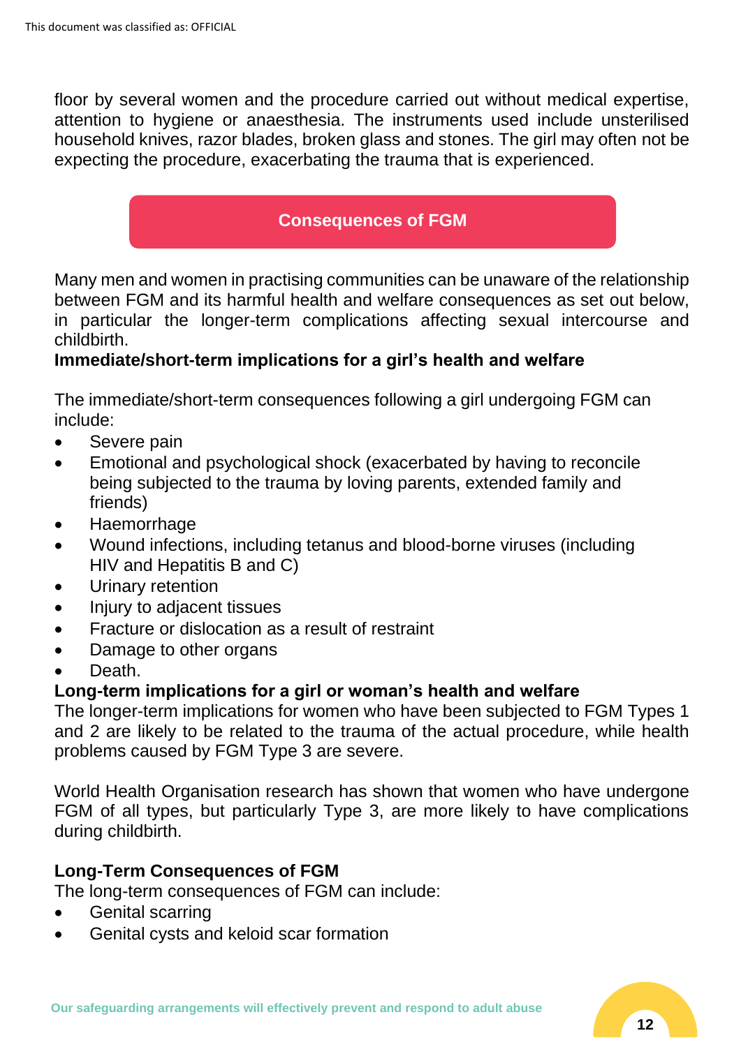floor by several women and the procedure carried out without medical expertise, attention to hygiene or anaesthesia. The instruments used include unsterilised household knives, razor blades, broken glass and stones. The girl may often not be expecting the procedure, exacerbating the trauma that is experienced.

## Consequences of FGM

Many men and women in practising communities can be unaware of the relationship between FGM and its harmful health and welfare consequences as set out below, in particular the longer-term complications affecting sexual intercourse and childbirth.

**Immediate/short-term implications for a girl's health and welfare**

The immediate/short-term consequences following a girl undergoing FGM can include:

- Severe pain
- Emotional and psychological shock (exacerbated by having to reconcile being subjected to the trauma by loving parents, extended family and friends)
- Haemorrhage
- Wound infections, including tetanus and blood-borne viruses (including HIV and Hepatitis B and C)
- Urinary retention
- Injury to adjacent tissues
- Fracture or dislocation as a result of restraint
- Damage to other organs
- Death.

**Long-term implications for a girl or woman's health and welfare**

The longer-term implications for women who have been subjected to FGM Types 1 and 2 are likely to be related to the trauma of the actual procedure, while health problems caused by FGM Type 3 are severe.

World Health Organisation research has shown that women who have undergone FGM of all types, but particularly Type 3, are more likely to have complications during childbirth.

**Long-Term Consequences of FGM**

The long-term consequences of FGM can include:

- Genital scarring
- Genital cysts and keloid scar formation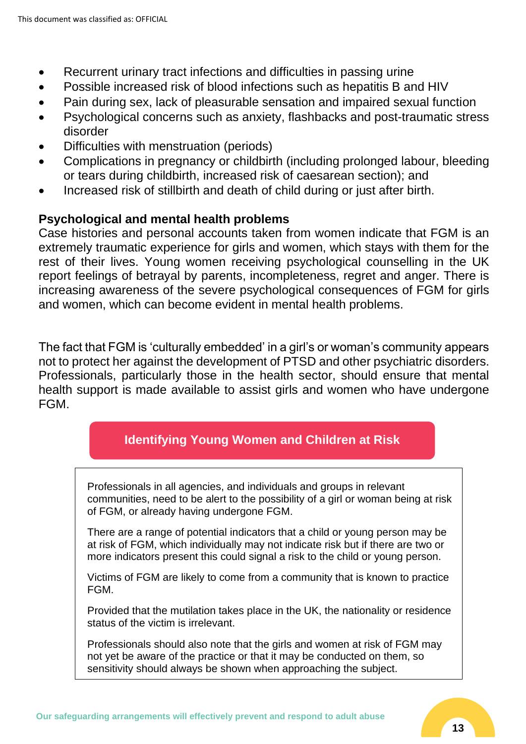- Recurrent urinary tract infections and difficulties in passing urine
- Possible increased risk of blood infections such as hepatitis B and HIV
- Pain during sex, lack of pleasurable sensation and impaired sexual function
- Psychological concerns such as anxiety, flashbacks and post-traumatic stress disorder
- Difficulties with menstruation (periods)
- Complications in pregnancy or childbirth (including prolonged labour, bleeding or tears during childbirth, increased risk of caesarean section); and
- Increased risk of stillbirth and death of child during or just after birth.

**Psychological and mental health problems**

Case histories and personal accounts taken from women indicate that FGM is an extremely traumatic experience for girls and women, which stays with them for the rest of their lives. Young women receiving psychological counselling in the UK report feelings of betrayal by parents, incompleteness, regret and anger. There is increasing awareness of the severe psychological consequences of FGM for girls and women, which can become evident in mental health problems.

The fact that FGM is 'culturally embedded' in a girl's or woman's community appears not to protect her against the development of PTSD and other psychiatric disorders. Professionals, particularly those in the health sector, should ensure that mental health support is made available to assist girls and women who have undergone FGM.

## Identifying Young Women and Children at Risk

Professionals in all agencies, and individuals and groups in relevant communities, need to be alert to the possibility of a girl or woman being at risk of FGM, or already having undergone FGM.

There are a range of potential indicators that a child or young person may be at risk of FGM, which individually may not indicate risk but if there are two or more indicators present this could signal a risk to the child or young person.

Victims of FGM are likely to come from a community that is known to practice FGM.

Provided that the mutilation takes place in the UK, the nationality or residence status of the victim is irrelevant.

Professionals should also note that the girls and women at risk of FGM may not yet be aware of the practice or that it may be conducted on them, so sensitivity should always be shown when approaching the subject.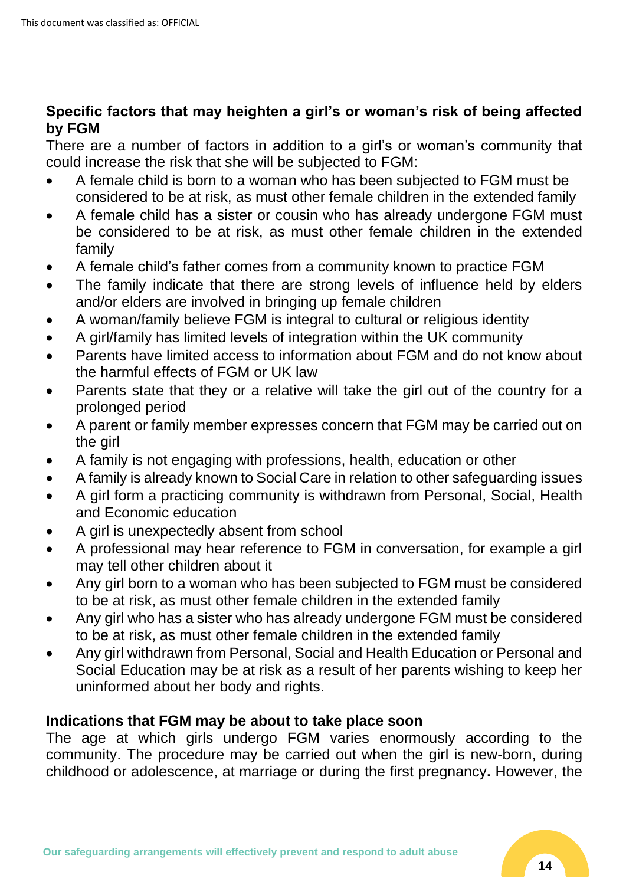### Specific factors that may heighten a girl's or woman's risk of being affected by FGM

There are a number of factors in addition to a girl's or woman's community that could increase the risk that she will be subjected to FGM:

- A female child is born to a woman who has been subjected to FGM must be considered to be at risk, as must other female children in the extended family
- A female child has a sister or cousin who has already undergone FGM must be considered to be at risk, as must other female children in the extended family
- A female child's father comes from a community known to practice FGM
- The family indicate that there are strong levels of influence held by elders and/or elders are involved in bringing up female children
- A woman/family believe FGM is integral to cultural or religious identity
- A girl/family has limited levels of integration within the UK community
- Parents have limited access to information about FGM and do not know about the harmful effects of FGM or UK law
- Parents state that they or a relative will take the girl out of the country for a prolonged period
- A parent or family member expresses concern that FGM may be carried out on the girl
- A family is not engaging with professions, health, education or other
- A family is already known to Social Care in relation to other safeguarding issues
- A girl form a practicing community is withdrawn from Personal, Social, Health and Economic education
- A girl is unexpectedly absent from school
- A professional may hear reference to FGM in conversation, for example a girl may tell other children about it
- Any girl born to a woman who has been subjected to FGM must be considered to be at risk, as must other female children in the extended family
- Any girl who has a sister who has already undergone FGM must be considered to be at risk, as must other female children in the extended family
- Any girl withdrawn from Personal, Social and Health Education or Personal and Social Education may be at risk as a result of her parents wishing to keep her uninformed about her body and rights.

### Indications that FGM may be about to take place soon

The age at which girls undergo FGM varies enormously according to the community. The procedure may be carried out when the girl is new-born, during childhood or adolescence, at marriage or during the first pregnancy**.** However, the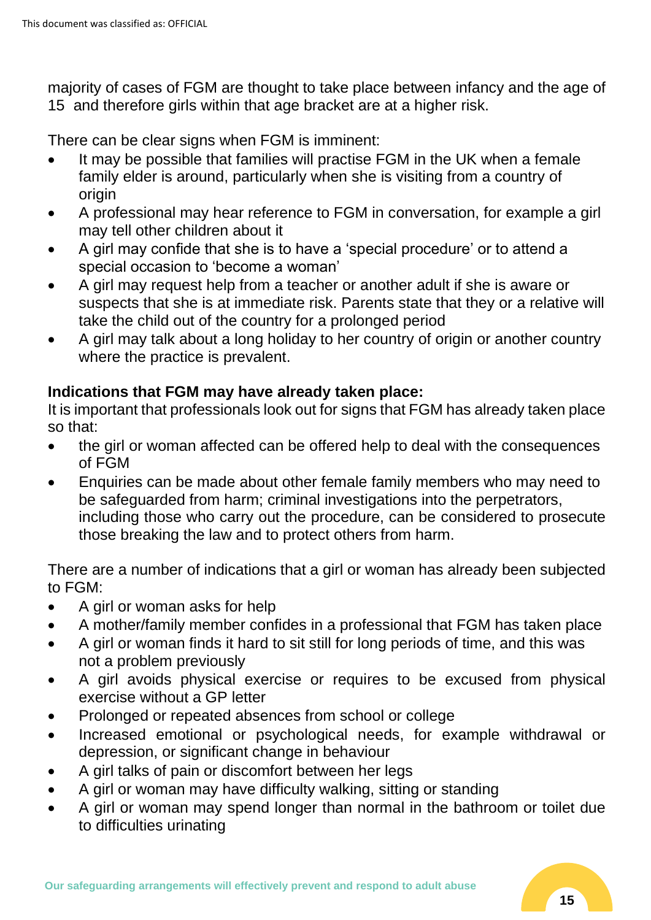majority of cases of FGM are thought to take place between infancy and the age of 15 and therefore girls within that age bracket are at a higher risk.

There can be clear signs when FGM is imminent:

- It may be possible that families will practise FGM in the UK when a female family elder is around, particularly when she is visiting from a country of origin
- A professional may hear reference to FGM in conversation, for example a girl may tell other children about it
- A girl may confide that she is to have a 'special procedure' or to attend a special occasion to 'become a woman'
- A girl may request help from a teacher or another adult if she is aware or suspects that she is at immediate risk. Parents state that they or a relative will take the child out of the country for a prolonged period
- A girl may talk about a long holiday to her country of origin or another country where the practice is prevalent.

**Indications that FGM may have already taken place:**

It is important that professionals look out for signs that FGM has already taken place so that:

- the girl or woman affected can be offered help to deal with the consequences of FGM
- Enquiries can be made about other female family members who may need to be safeguarded from harm; criminal investigations into the perpetrators, including those who carry out the procedure, can be considered to prosecute those breaking the law and to protect others from harm.

There are a number of indications that a girl or woman has already been subjected to FGM:

- A girl or woman asks for help
- A mother/family member confides in a professional that FGM has taken place
- A girl or woman finds it hard to sit still for long periods of time, and this was not a problem previously
- A girl avoids physical exercise or requires to be excused from physical exercise without a GP letter
- Prolonged or repeated absences from school or college
- Increased emotional or psychological needs, for example withdrawal or depression, or significant change in behaviour
- A girl talks of pain or discomfort between her legs
- A girl or woman may have difficulty walking, sitting or standing
- A girl or woman may spend longer than normal in the bathroom or toilet due to difficulties urinating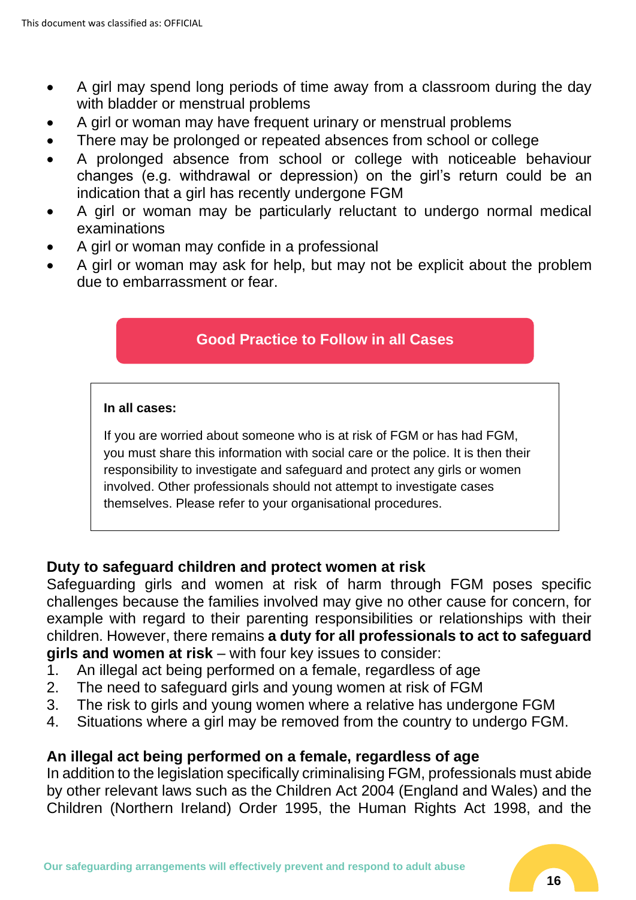- A girl may spend long periods of time away from a classroom during the day with bladder or menstrual problems
- A girl or woman may have frequent urinary or menstrual problems
- There may be prolonged or repeated absences from school or college
- A prolonged absence from school or college with noticeable behaviour changes (e.g. withdrawal or depression) on the girl's return could be an indication that a girl has recently undergone FGM
- A girl or woman may be particularly reluctant to undergo normal medical examinations
- A girl or woman may confide in a professional
- A girl or woman may ask for help, but may not be explicit about the problem due to embarrassment or fear.

## Good Practice to Follow in all Cases

**In all cases:**

If you are worried about someone who is at risk of FGM or has had FGM, you must share this information with social care or the police. It is then their responsibility to investigate and safeguard and protect any girls or women involved. Other professionals should not attempt to investigate cases themselves. Please refer to your organisational procedures.

### Duty to safeguard children and protect women at risk

Safeguarding girls and women at risk of harm through FGM poses specific challenges because the families involved may give no other cause for concern, for example with regard to their parenting responsibilities or relationships with their children. However, there remains **a duty for all professionals to act to safeguard girls and women at risk** – with four key issues to consider:

1. An illegal act being performed on a female, regardless of age
2. The need to safeguard girls and young women at risk of FGM
3. The risk to girls and young women where a relative has undergone FGM
4. Situations where a girl may be removed from the country to undergo FGM.

### An illegal act being performed on a female, regardless of age

In addition to the legislation specifically criminalising FGM, professionals must abide by other relevant laws such as the Children Act 2004 (England and Wales) and the Children (Northern Ireland) Order 1995, the Human Rights Act 1998, and the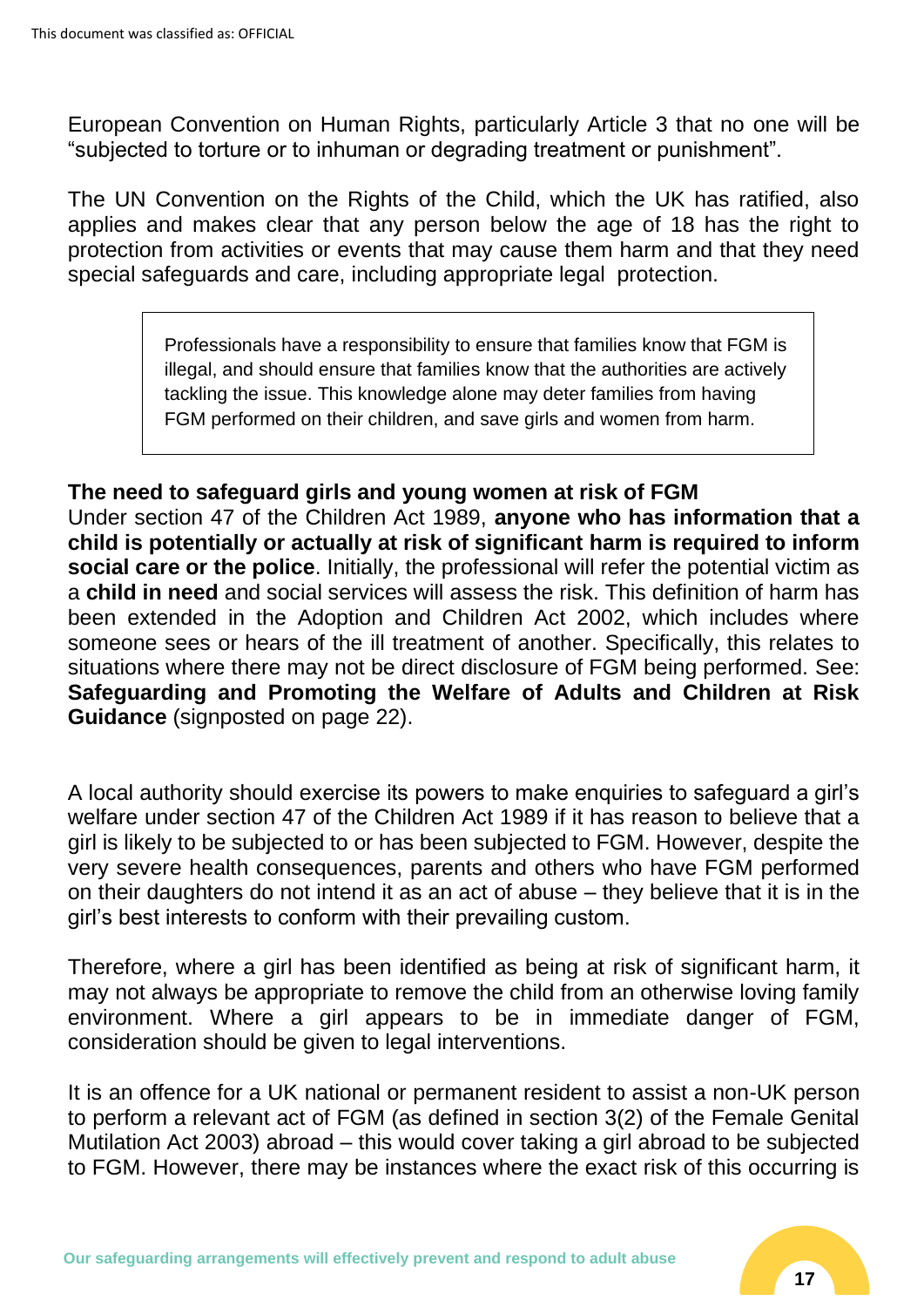European Convention on Human Rights, particularly Article 3 that no one will be "subjected to torture or to inhuman or degrading treatment or punishment".

The UN Convention on the Rights of the Child, which the UK has ratified, also applies and makes clear that any person below the age of 18 has the right to protection from activities or events that may cause them harm and that they need special safeguards and care, including appropriate legal protection.

> Professionals have a responsibility to ensure that families know that FGM is illegal, and should ensure that families know that the authorities are actively tackling the issue. This knowledge alone may deter families from having FGM performed on their children, and save girls and women from harm.

**The need to safeguard girls and young women at risk of FGM**

Under section 47 of the Children Act 1989, **anyone who has information that a child is potentially or actually at risk of significant harm is required to inform social care or the police**. Initially, the professional will refer the potential victim as a **child in need** and social services will assess the risk. This definition of harm has been extended in the Adoption and Children Act 2002, which includes where someone sees or hears of the ill treatment of another. Specifically, this relates to situations where there may not be direct disclosure of FGM being performed. See: **Safeguarding and Promoting the Welfare of Adults and Children at Risk Guidance** (signposted on page 22).

A local authority should exercise its powers to make enquiries to safeguard a girl's welfare under section 47 of the Children Act 1989 if it has reason to believe that a girl is likely to be subjected to or has been subjected to FGM. However, despite the very severe health consequences, parents and others who have FGM performed on their daughters do not intend it as an act of abuse – they believe that it is in the girl's best interests to conform with their prevailing custom.

Therefore, where a girl has been identified as being at risk of significant harm, it may not always be appropriate to remove the child from an otherwise loving family environment. Where a girl appears to be in immediate danger of FGM, consideration should be given to legal interventions.

It is an offence for a UK national or permanent resident to assist a non-UK person to perform a relevant act of FGM (as defined in section 3(2) of the Female Genital Mutilation Act 2003) abroad – this would cover taking a girl abroad to be subjected to FGM. However, there may be instances where the exact risk of this occurring is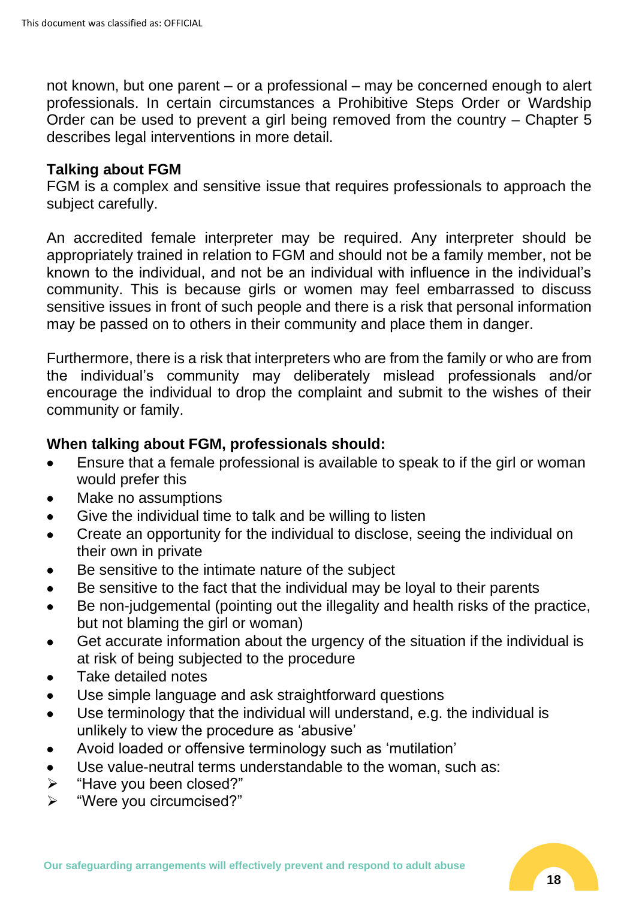not known, but one parent – or a professional – may be concerned enough to alert professionals. In certain circumstances a Prohibitive Steps Order or Wardship Order can be used to prevent a girl being removed from the country – Chapter 5 describes legal interventions in more detail.

**Talking about FGM**

FGM is a complex and sensitive issue that requires professionals to approach the subject carefully.

An accredited female interpreter may be required. Any interpreter should be appropriately trained in relation to FGM and should not be a family member, not be known to the individual, and not be an individual with influence in the individual's community. This is because girls or women may feel embarrassed to discuss sensitive issues in front of such people and there is a risk that personal information may be passed on to others in their community and place them in danger.

Furthermore, there is a risk that interpreters who are from the family or who are from the individual's community may deliberately mislead professionals and/or encourage the individual to drop the complaint and submit to the wishes of their community or family.

**When talking about FGM, professionals should:**

- Ensure that a female professional is available to speak to if the girl or woman would prefer this
- Make no assumptions
- Give the individual time to talk and be willing to listen
- Create an opportunity for the individual to disclose, seeing the individual on their own in private
- Be sensitive to the intimate nature of the subject
- Be sensitive to the fact that the individual may be loyal to their parents
- Be non-judgemental (pointing out the illegality and health risks of the practice, but not blaming the girl or woman)
- Get accurate information about the urgency of the situation if the individual is at risk of being subjected to the procedure
- Take detailed notes
- Use simple language and ask straightforward questions
- Use terminology that the individual will understand, e.g. the individual is unlikely to view the procedure as 'abusive'
- Avoid loaded or offensive terminology such as 'mutilation'
- Use value-neutral terms understandable to the woman, such as:
  - "Have you been closed?"
  - "Were you circumcised?"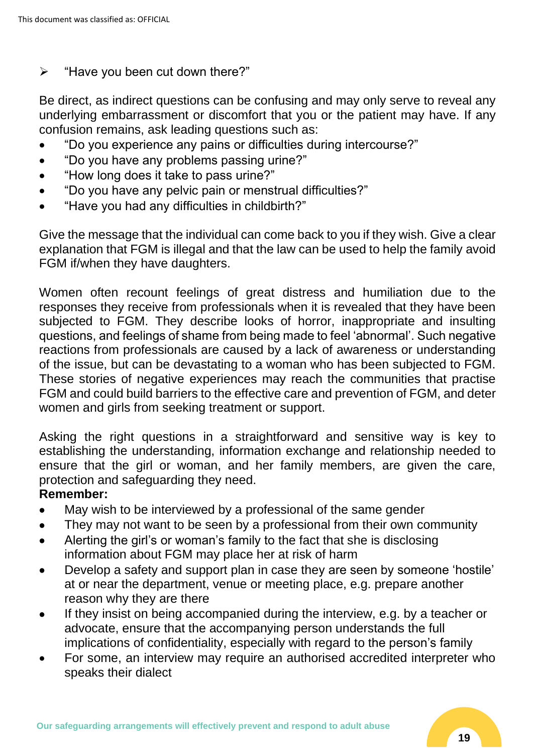- "Have you been cut down there?"

Be direct, as indirect questions can be confusing and may only serve to reveal any underlying embarrassment or discomfort that you or the patient may have. If any confusion remains, ask leading questions such as:

- "Do you experience any pains or difficulties during intercourse?"
- "Do you have any problems passing urine?"
- "How long does it take to pass urine?"
- "Do you have any pelvic pain or menstrual difficulties?"
- "Have you had any difficulties in childbirth?"

Give the message that the individual can come back to you if they wish. Give a clear explanation that FGM is illegal and that the law can be used to help the family avoid FGM if/when they have daughters.

Women often recount feelings of great distress and humiliation due to the responses they receive from professionals when it is revealed that they have been subjected to FGM. They describe looks of horror, inappropriate and insulting questions, and feelings of shame from being made to feel 'abnormal'. Such negative reactions from professionals are caused by a lack of awareness or understanding of the issue, but can be devastating to a woman who has been subjected to FGM. These stories of negative experiences may reach the communities that practise FGM and could build barriers to the effective care and prevention of FGM, and deter women and girls from seeking treatment or support.

Asking the right questions in a straightforward and sensitive way is key to establishing the understanding, information exchange and relationship needed to ensure that the girl or woman, and her family members, are given the care, protection and safeguarding they need.

**Remember:**

- May wish to be interviewed by a professional of the same gender
- They may not want to be seen by a professional from their own community
- Alerting the girl's or woman's family to the fact that she is disclosing information about FGM may place her at risk of harm
- Develop a safety and support plan in case they are seen by someone 'hostile' at or near the department, venue or meeting place, e.g. prepare another reason why they are there
- If they insist on being accompanied during the interview, e.g. by a teacher or advocate, ensure that the accompanying person understands the full implications of confidentiality, especially with regard to the person's family
- For some, an interview may require an authorised accredited interpreter who speaks their dialect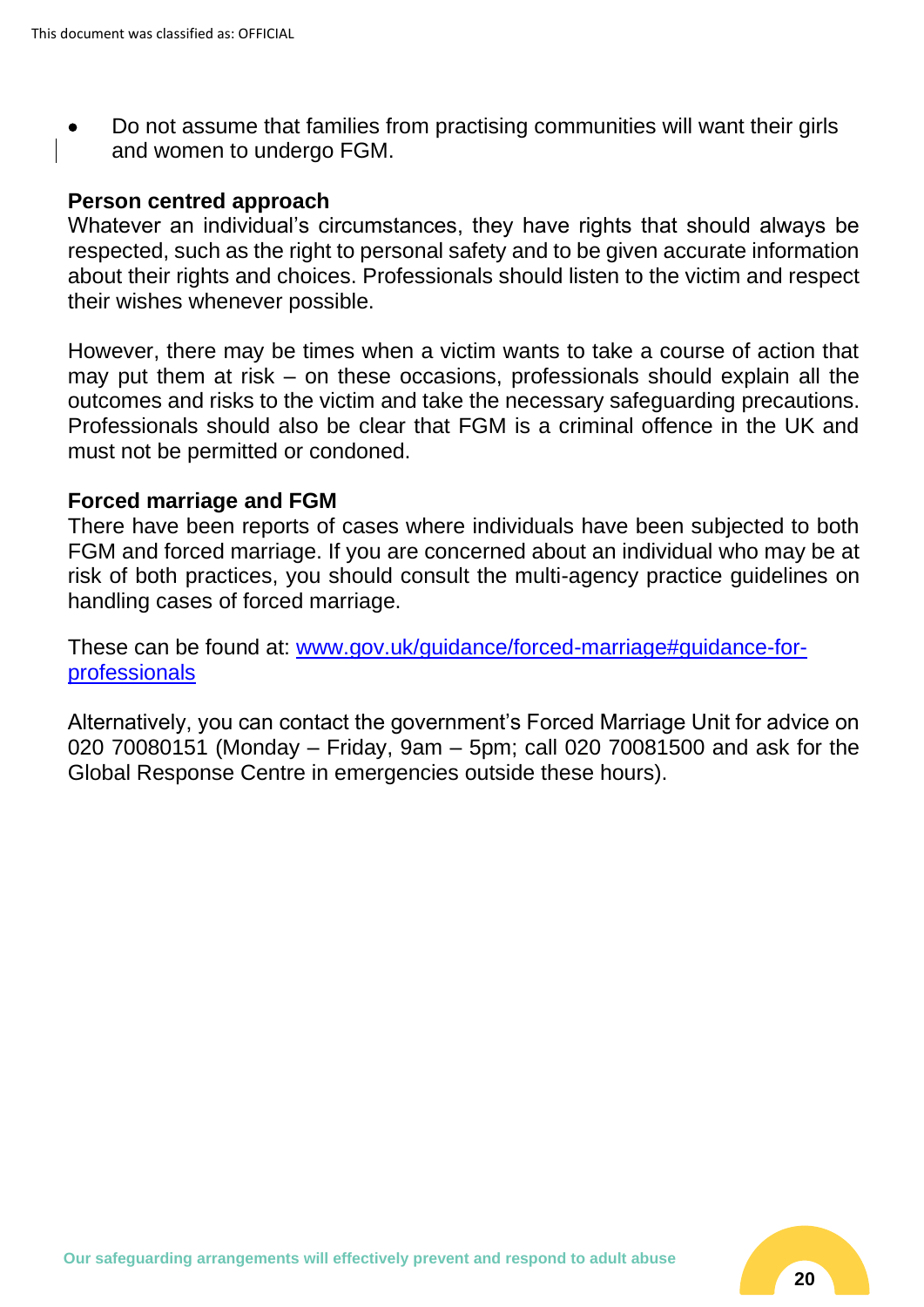- Do not assume that families from practising communities will want their girls and women to undergo FGM.

**Person centred approach**
Whatever an individual's circumstances, they have rights that should always be respected, such as the right to personal safety and to be given accurate information about their rights and choices. Professionals should listen to the victim and respect their wishes whenever possible.

However, there may be times when a victim wants to take a course of action that may put them at risk – on these occasions, professionals should explain all the outcomes and risks to the victim and take the necessary safeguarding precautions. Professionals should also be clear that FGM is a criminal offence in the UK and must not be permitted or condoned.

**Forced marriage and FGM**
There have been reports of cases where individuals have been subjected to both FGM and forced marriage. If you are concerned about an individual who may be at risk of both practices, you should consult the multi-agency practice guidelines on handling cases of forced marriage.

These can be found at: [www.gov.uk/guidance/forced-marriage#guidance-for-professionals](http://www.gov.uk/guidance/forced-marriage#guidance-for-professionals)

Alternatively, you can contact the government's Forced Marriage Unit for advice on 020 70080151 (Monday – Friday, 9am – 5pm; call 020 70081500 and ask for the Global Response Centre in emergencies outside these hours).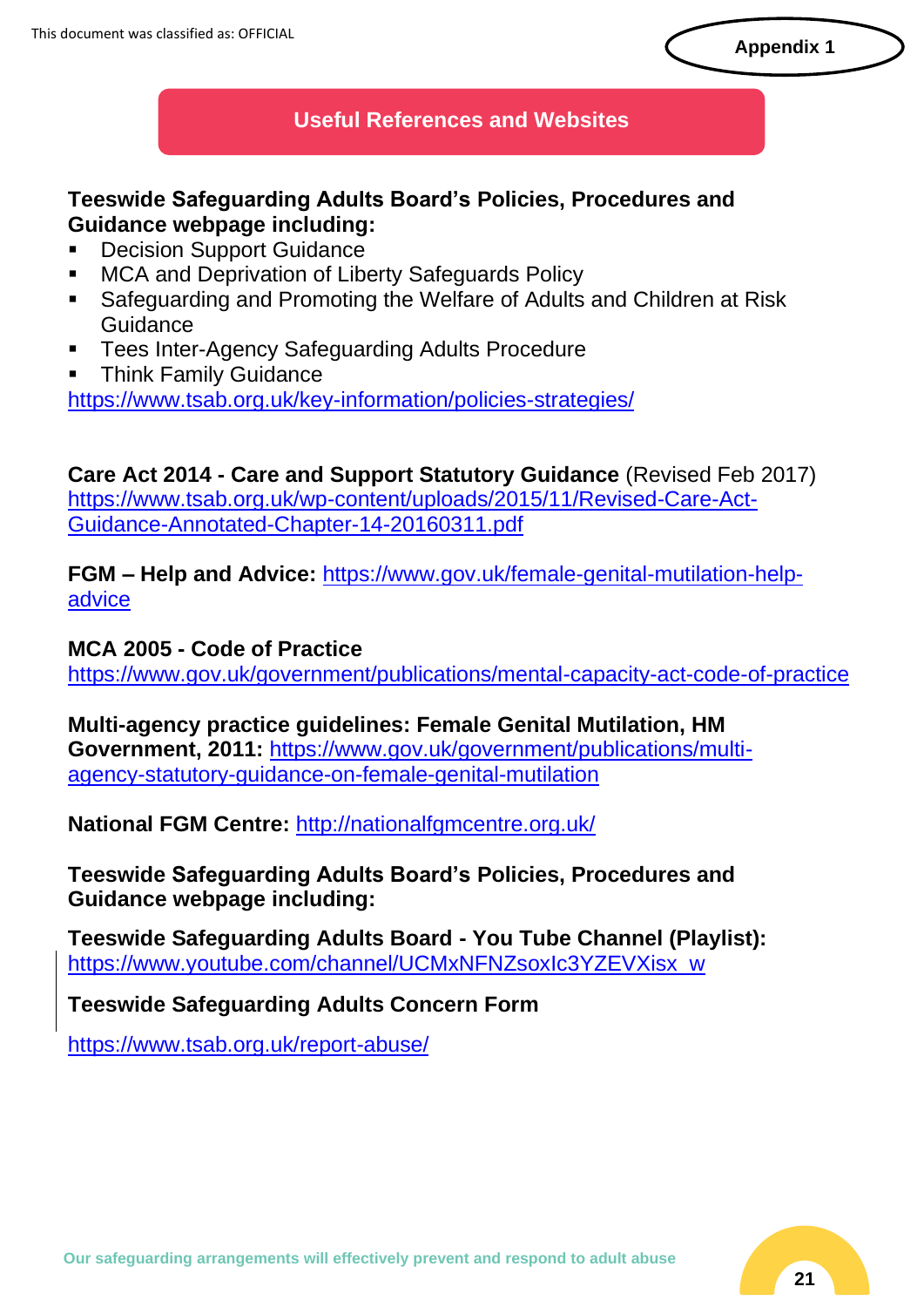Appendix 1

## Useful References and Websites

**Teeswide Safeguarding Adults Board's Policies, Procedures and Guidance webpage including:**

- Decision Support Guidance
- MCA and Deprivation of Liberty Safeguards Policy
- Safeguarding and Promoting the Welfare of Adults and Children at Risk Guidance
- Tees Inter-Agency Safeguarding Adults Procedure
- Think Family Guidance

https://www.tsab.org.uk/key-information/policies-strategies/

**Care Act 2014 - Care and Support Statutory Guidance** (Revised Feb 2017)
https://www.tsab.org.uk/wp-content/uploads/2015/11/Revised-Care-Act-Guidance-Annotated-Chapter-14-20160311.pdf

**FGM – Help and Advice:** https://www.gov.uk/female-genital-mutilation-help-advice

**MCA 2005 - Code of Practice**
https://www.gov.uk/government/publications/mental-capacity-act-code-of-practice

**Multi-agency practice guidelines: Female Genital Mutilation, HM Government, 2011:** https://www.gov.uk/government/publications/multi-agency-statutory-guidance-on-female-genital-mutilation

**National FGM Centre:** http://nationalfgmcentre.org.uk/

**Teeswide Safeguarding Adults Board's Policies, Procedures and Guidance webpage including:**

**Teeswide Safeguarding Adults Board - You Tube Channel (Playlist):**
https://www.youtube.com/channel/UCMxNFNZsoxIc3YZEVXisx_w

**Teeswide Safeguarding Adults Concern Form**

https://www.tsab.org.uk/report-abuse/

Our safeguarding arrangements will effectively prevent and respond to adult abuse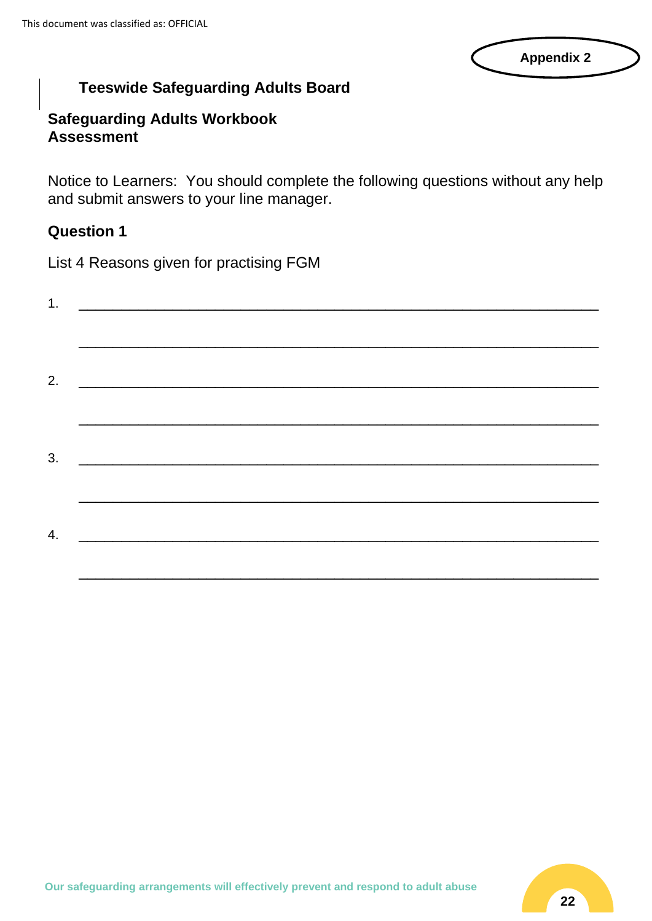Appendix 2

## Teeswide Safeguarding Adults Board

### Safeguarding Adults Workbook Assessment

Notice to Learners: You should complete the following questions without any help and submit answers to your line manager.

### Question 1

List 4 Reasons given for practising FGM

1. ______________________________________________________________

   ______________________________________________________________

2. ______________________________________________________________

   ______________________________________________________________

3. ______________________________________________________________

   ______________________________________________________________

4. ______________________________________________________________

   ______________________________________________________________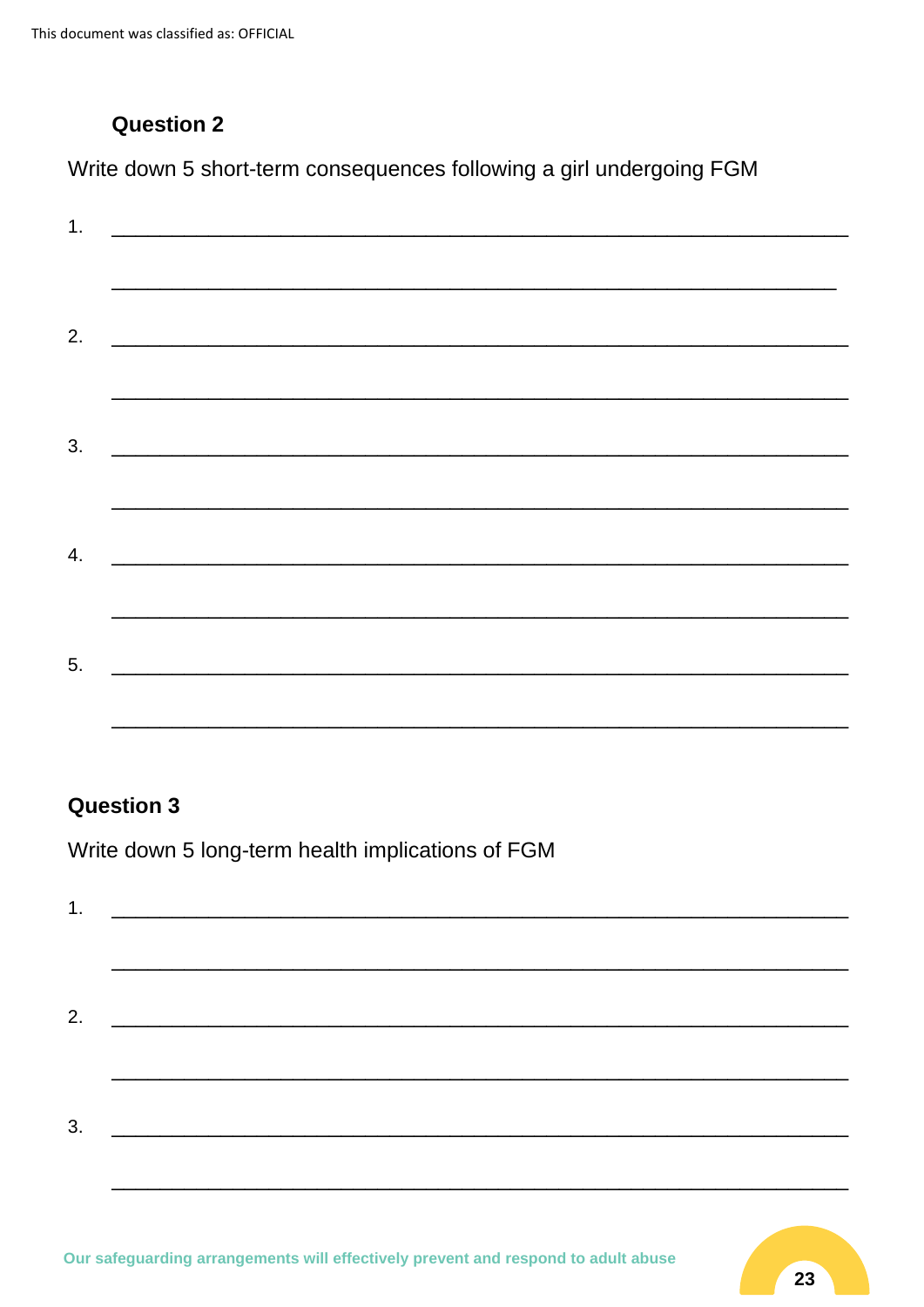## Question 2

Write down 5 short-term consequences following a girl undergoing FGM

1. ______________________________________________________________

   ______________________________________________________________

2. ______________________________________________________________

   ______________________________________________________________

3. ______________________________________________________________

   ______________________________________________________________

4. ______________________________________________________________

   ______________________________________________________________

5. ______________________________________________________________

   ______________________________________________________________

## Question 3

Write down 5 long-term health implications of FGM

1. ______________________________________________________________

   ______________________________________________________________

2. ______________________________________________________________

   ______________________________________________________________

3. ______________________________________________________________

   ______________________________________________________________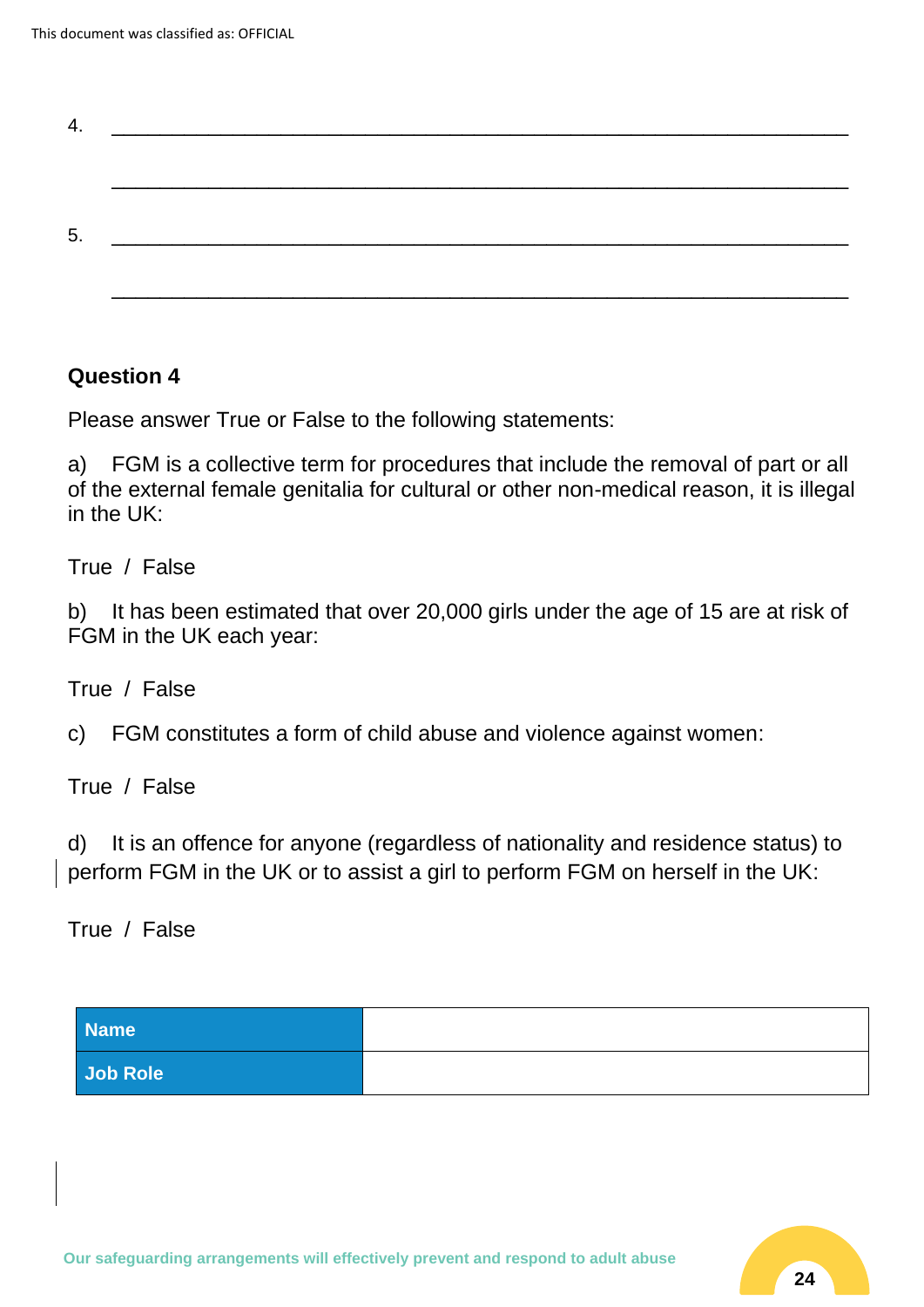4. \_\_\_\_\_\_\_\_\_\_\_\_\_\_\_\_\_\_\_\_\_\_\_\_\_\_\_\_\_\_\_\_\_\_\_\_\_\_\_\_\_\_\_\_\_\_\_\_\_\_\_\_\_\_\_\_\_\_\_\_

\_\_\_\_\_\_\_\_\_\_\_\_\_\_\_\_\_\_\_\_\_\_\_\_\_\_\_\_\_\_\_\_\_\_\_\_\_\_\_\_\_\_\_\_\_\_\_\_\_\_\_\_\_\_\_\_\_\_\_\_

5. \_\_\_\_\_\_\_\_\_\_\_\_\_\_\_\_\_\_\_\_\_\_\_\_\_\_\_\_\_\_\_\_\_\_\_\_\_\_\_\_\_\_\_\_\_\_\_\_\_\_\_\_\_\_\_\_\_\_\_\_

\_\_\_\_\_\_\_\_\_\_\_\_\_\_\_\_\_\_\_\_\_\_\_\_\_\_\_\_\_\_\_\_\_\_\_\_\_\_\_\_\_\_\_\_\_\_\_\_\_\_\_\_\_\_\_\_\_\_\_\_

**Question 4**

Please answer True or False to the following statements:

a) FGM is a collective term for procedures that include the removal of part or all of the external female genitalia for cultural or other non-medical reason, it is illegal in the UK:

True / False

b) It has been estimated that over 20,000 girls under the age of 15 are at risk of FGM in the UK each year:

True / False

c) FGM constitutes a form of child abuse and violence against women:

True / False

d) It is an offence for anyone (regardless of nationality and residence status) to perform FGM in the UK or to assist a girl to perform FGM on herself in the UK:

True / False

| **Name** | |
|---|---|
| **Job Role** | |

Our safeguarding arrangements will effectively prevent and respond to adult abuse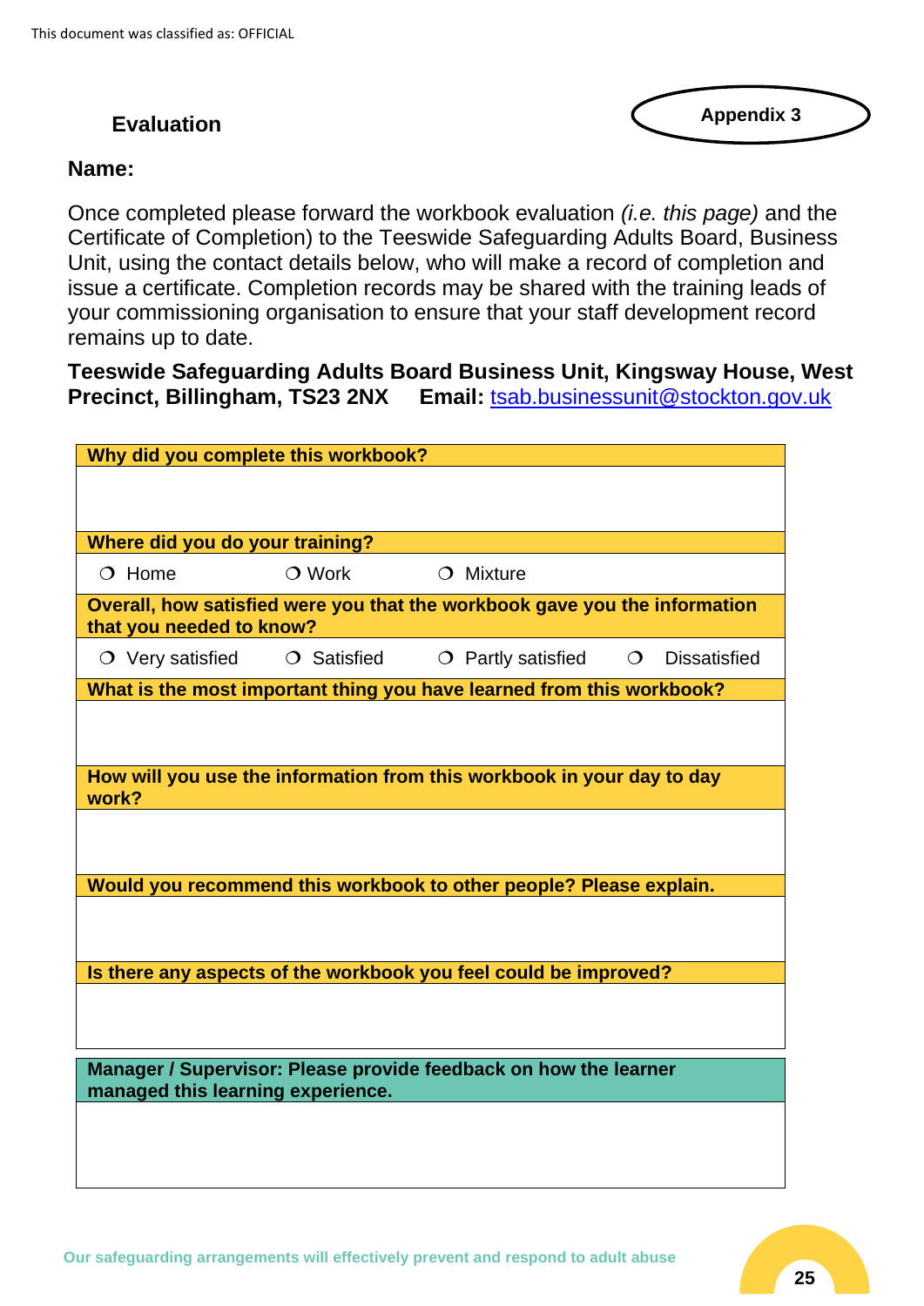**Appendix 3**

## Evaluation

**Name:**

Once completed please forward the workbook evaluation *(i.e. this page)* and the Certificate of Completion) to the Teeswide Safeguarding Adults Board, Business Unit, using the contact details below, who will make a record of completion and issue a certificate. Completion records may be shared with the training leads of your commissioning organisation to ensure that your staff development record remains up to date.

**Teeswide Safeguarding Adults Board Business Unit, Kingsway House, West Precinct, Billingham, TS23 2NX** **Email:** tsab.businessunit@stockton.gov.uk

| **Why did you complete this workbook?** | | | |
|---|---|---|---|
| | | | |
| **Where did you do your training?** | | | |
| ❍ Home | ❍ Work | ❍ Mixture | |
| **Overall, how satisfied were you that the workbook gave you the information that you needed to know?** | | | |
| ❍ Very satisfied | ❍ Satisfied | ❍ Partly satisfied | ❍ Dissatisfied |
| **What is the most important thing you have learned from this workbook?** | | | |
| | | | |
| **How will you use the information from this workbook in your day to day work?** | | | |
| | | | |
| **Would you recommend this workbook to other people? Please explain.** | | | |
| | | | |
| **Is there any aspects of the workbook you feel could be improved?** | | | |
| | | | |

| **Manager / Supervisor: Please provide feedback on how the learner managed this learning experience.** |
|---|
| |

Our safeguarding arrangements will effectively prevent and respond to adult abuse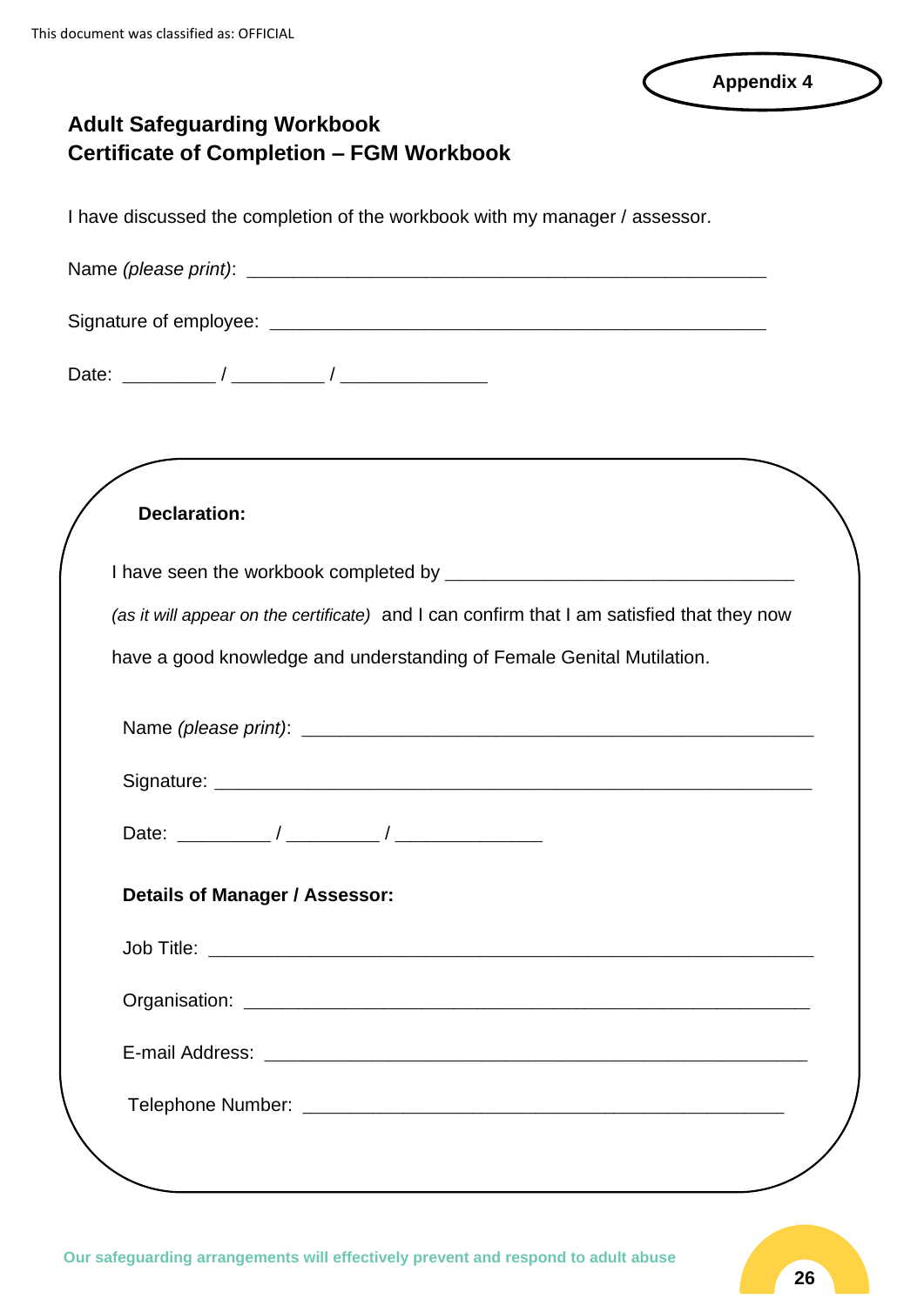**Appendix 4**

## Adult Safeguarding Workbook
## Certificate of Completion – FGM Workbook

I have discussed the completion of the workbook with my manager / assessor.

Name *(please print)*: ____________________________________________________

Signature of employee: __________________________________________________

Date: _________ / _________ / ______________

**Declaration:**

I have seen the workbook completed by _________________________________ *(as it will appear on the certificate)* and I can confirm that I am satisfied that they now have a good knowledge and understanding of Female Genital Mutilation.

Name *(please print)*: ____________________________________________________

Signature: ______________________________________________________________

Date: _________ / _________ / ______________

**Details of Manager / Assessor:**

Job Title: ______________________________________________________________

Organisation: ___________________________________________________________

E-mail Address: _________________________________________________________

Telephone Number: ______________________________________________________

Our safeguarding arrangements will effectively prevent and respond to adult abuse